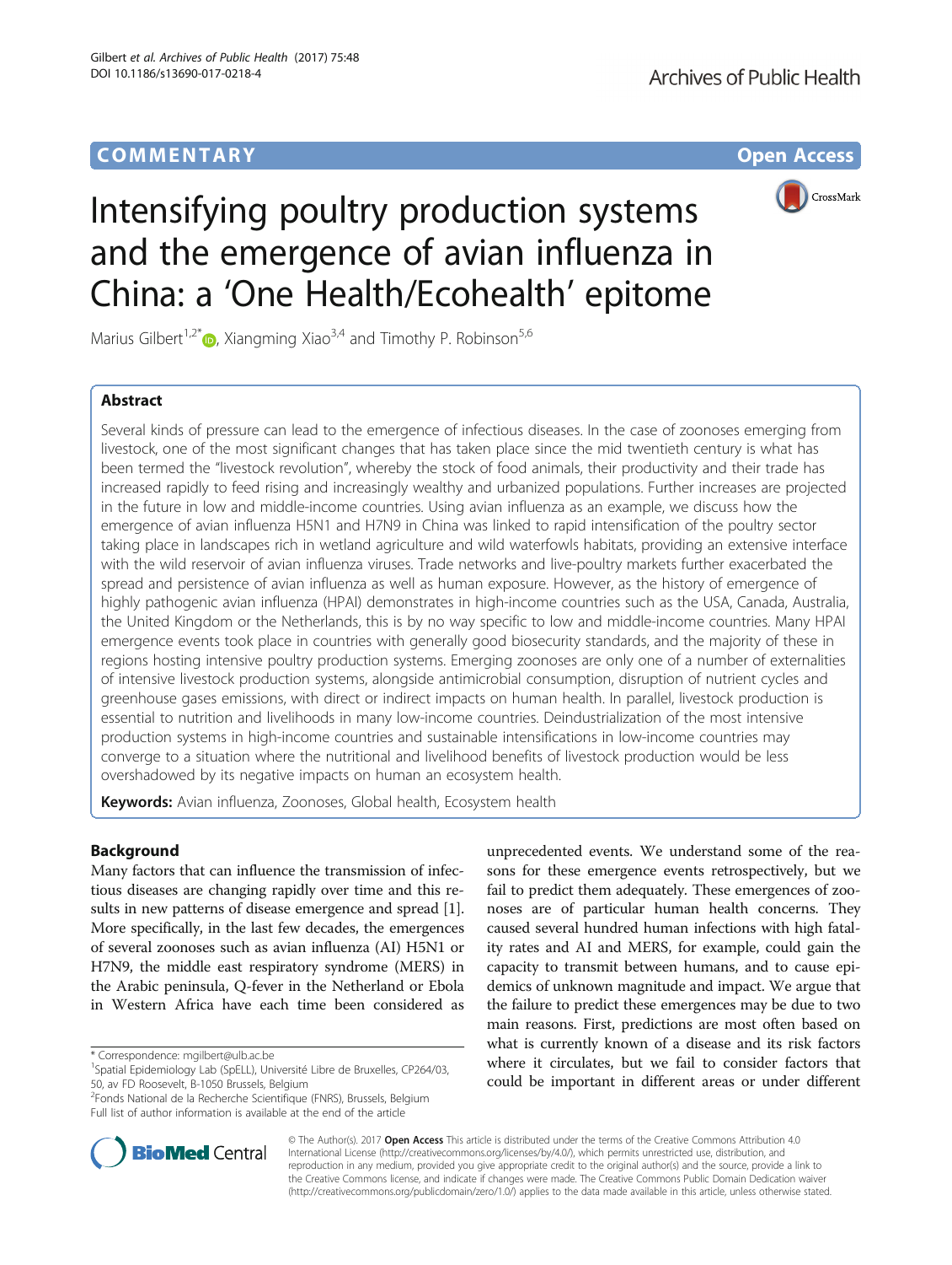COMMENTARY

Open Access

# Intensifying poultry production systems and the emergence of avian influenza in China: a 'One Health/Ecohealth' epitome

Marius Gilbert[1,2*], Xiangming Xiao[3,4] and Timothy P. Robinson[5,6]

## Abstract

Several kinds of pressure can lead to the emergence of infectious diseases. In the case of zoonoses emerging from livestock, one of the most significant changes that has taken place since the mid twentieth century is what has been termed the "livestock revolution", whereby the stock of food animals, their productivity and their trade has increased rapidly to feed rising and increasingly wealthy and urbanized populations. Further increases are projected in the future in low and middle-income countries. Using avian influenza as an example, we discuss how the emergence of avian influenza H5N1 and H7N9 in China was linked to rapid intensification of the poultry sector taking place in landscapes rich in wetland agriculture and wild waterfowls habitats, providing an extensive interface with the wild reservoir of avian influenza viruses. Trade networks and live-poultry markets further exacerbated the spread and persistence of avian influenza as well as human exposure. However, as the history of emergence of highly pathogenic avian influenza (HPAI) demonstrates in high-income countries such as the USA, Canada, Australia, the United Kingdom or the Netherlands, this is by no way specific to low and middle-income countries. Many HPAI emergence events took place in countries with generally good biosecurity standards, and the majority of these in regions hosting intensive poultry production systems. Emerging zoonoses are only one of a number of externalities of intensive livestock production systems, alongside antimicrobial consumption, disruption of nutrient cycles and greenhouse gases emissions, with direct or indirect impacts on human health. In parallel, livestock production is essential to nutrition and livelihoods in many low-income countries. Deindustrialization of the most intensive production systems in high-income countries and sustainable intensifications in low-income countries may converge to a situation where the nutritional and livelihood benefits of livestock production would be less overshadowed by its negative impacts on human an ecosystem health.

**Keywords:** Avian influenza, Zoonoses, Global health, Ecosystem health

## Background

Many factors that can influence the transmission of infectious diseases are changing rapidly over time and this results in new patterns of disease emergence and spread [1]. More specifically, in the last few decades, the emergences of several zoonoses such as avian influenza (AI) H5N1 or H7N9, the middle east respiratory syndrome (MERS) in the Arabic peninsula, Q-fever in the Netherland or Ebola in Western Africa have each time been considered as unprecedented events. We understand some of the reasons for these emergence events retrospectively, but we fail to predict them adequately. These emergences of zoonoses are of particular human health concerns. They caused several hundred human infections with high fatality rates and AI and MERS, for example, could gain the capacity to transmit between humans, and to cause epidemics of unknown magnitude and impact. We argue that the failure to predict these emergences may be due to two main reasons. First, predictions are most often based on what is currently known of a disease and its risk factors where it circulates, but we fail to consider factors that could be important in different areas or under different

\* Correspondence: mgilbert@ulb.ac.be

[1]Spatial Epidemiology Lab (SpELL), Université Libre de Bruxelles, CP264/03, 50, av FD Roosevelt, B-1050 Brussels, Belgium

[2]Fonds National de la Recherche Scientifique (FNRS), Brussels, Belgium

Full list of author information is available at the end of the article

© The Author(s). 2017 **Open Access** This article is distributed under the terms of the Creative Commons Attribution 4.0 International License (http://creativecommons.org/licenses/by/4.0/), which permits unrestricted use, distribution, and reproduction in any medium, provided you give appropriate credit to the original author(s) and the source, provide a link to the Creative Commons license, and indicate if changes were made. The Creative Commons Public Domain Dedication waiver (http://creativecommons.org/publicdomain/zero/1.0/) applies to the data made available in this article, unless otherwise stated.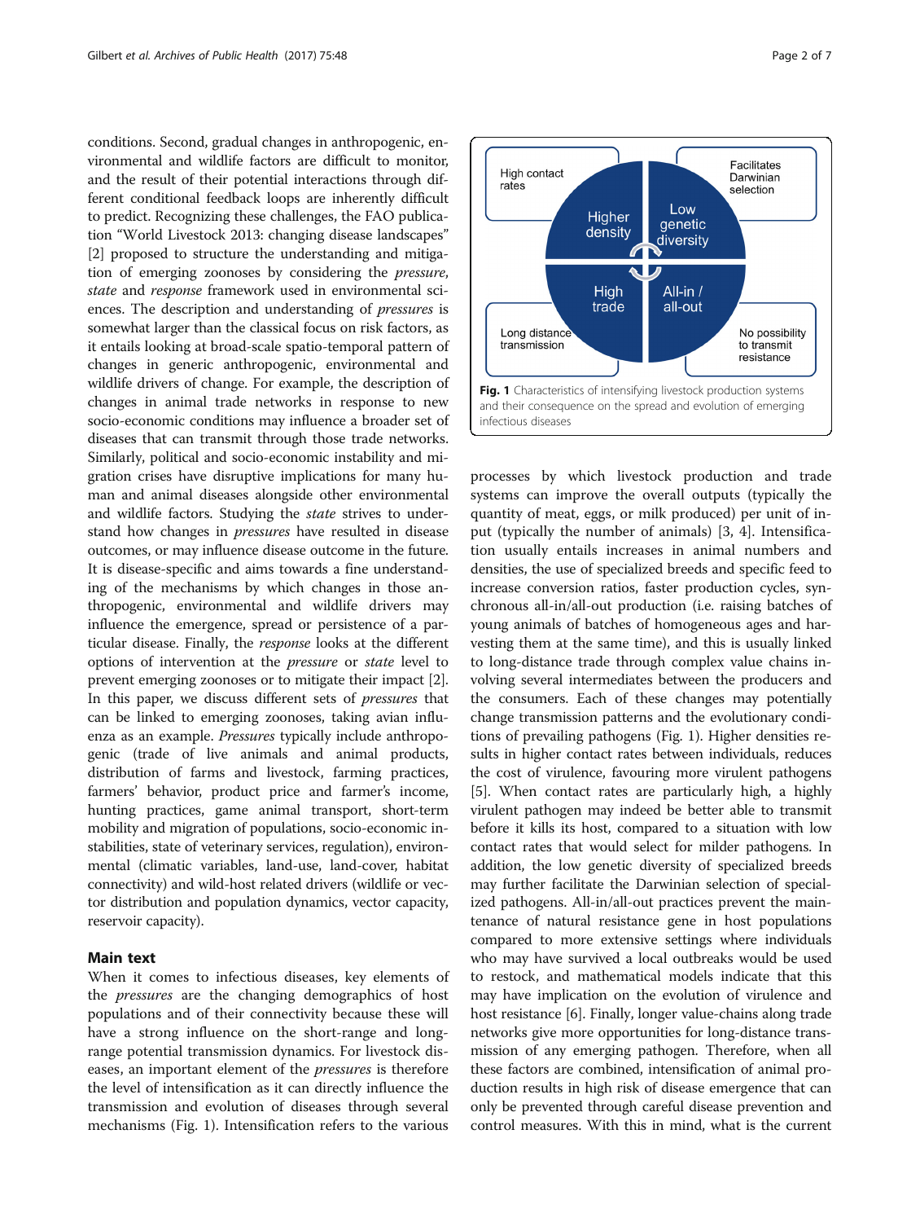conditions. Second, gradual changes in anthropogenic, environmental and wildlife factors are difficult to monitor, and the result of their potential interactions through different conditional feedback loops are inherently difficult to predict. Recognizing these challenges, the FAO publication "World Livestock 2013: changing disease landscapes" [2] proposed to structure the understanding and mitigation of emerging zoonoses by considering the *pressure*, *state* and *response* framework used in environmental sciences. The description and understanding of *pressures* is somewhat larger than the classical focus on risk factors, as it entails looking at broad-scale spatio-temporal pattern of changes in generic anthropogenic, environmental and wildlife drivers of change. For example, the description of changes in animal trade networks in response to new socio-economic conditions may influence a broader set of diseases that can transmit through those trade networks. Similarly, political and socio-economic instability and migration crises have disruptive implications for many human and animal diseases alongside other environmental and wildlife factors. Studying the *state* strives to understand how changes in *pressures* have resulted in disease outcomes, or may influence disease outcome in the future. It is disease-specific and aims towards a fine understanding of the mechanisms by which changes in those anthropogenic, environmental and wildlife drivers may influence the emergence, spread or persistence of a particular disease. Finally, the *response* looks at the different options of intervention at the *pressure* or *state* level to prevent emerging zoonoses or to mitigate their impact [2]. In this paper, we discuss different sets of *pressures* that can be linked to emerging zoonoses, taking avian influenza as an example. *Pressures* typically include anthropogenic (trade of live animals and animal products, distribution of farms and livestock, farming practices, farmers' behavior, product price and farmer's income, hunting practices, game animal transport, short-term mobility and migration of populations, socio-economic instabilities, state of veterinary services, regulation), environmental (climatic variables, land-use, land-cover, habitat connectivity) and wild-host related drivers (wildlife or vector distribution and population dynamics, vector capacity, reservoir capacity).

## Main text

When it comes to infectious diseases, key elements of the *pressures* are the changing demographics of host populations and of their connectivity because these will have a strong influence on the short-range and long-range potential transmission dynamics. For livestock diseases, an important element of the *pressures* is therefore the level of intensification as it can directly influence the transmission and evolution of diseases through several mechanisms (Fig. 1). Intensification refers to the various processes by which livestock production and trade systems can improve the overall outputs (typically the quantity of meat, eggs, or milk produced) per unit of input (typically the number of animals) [3, 4]. Intensification usually entails increases in animal numbers and densities, the use of specialized breeds and specific feed to increase conversion ratios, faster production cycles, synchronous all-in/all-out production (i.e. raising batches of young animals of batches of homogeneous ages and harvesting them at the same time), and this is usually linked to long-distance trade through complex value chains involving several intermediates between the producers and the consumers. Each of these changes may potentially change transmission patterns and the evolutionary conditions of prevailing pathogens (Fig. 1). Higher densities results in higher contact rates between individuals, reduces the cost of virulence, favouring more virulent pathogens [5]. When contact rates are particularly high, a highly virulent pathogen may indeed be better able to transmit before it kills its host, compared to a situation with low contact rates that would select for milder pathogens. In addition, the low genetic diversity of specialized breeds may further facilitate the Darwinian selection of specialized pathogens. All-in/all-out practices prevent the maintenance of natural resistance gene in host populations compared to more extensive settings where individuals who may have survived a local outbreaks would be used to restock, and mathematical models indicate that this may have implication on the evolution of virulence and host resistance [6]. Finally, longer value-chains along trade networks give more opportunities for long-distance transmission of any emerging pathogen. Therefore, when all these factors are combined, intensification of animal production results in high risk of disease emergence that can only be prevented through careful disease prevention and control measures. With this in mind, what is the current

Fig. 1 Characteristics of intensifying livestock production systems and their consequence on the spread and evolution of emerging infectious diseases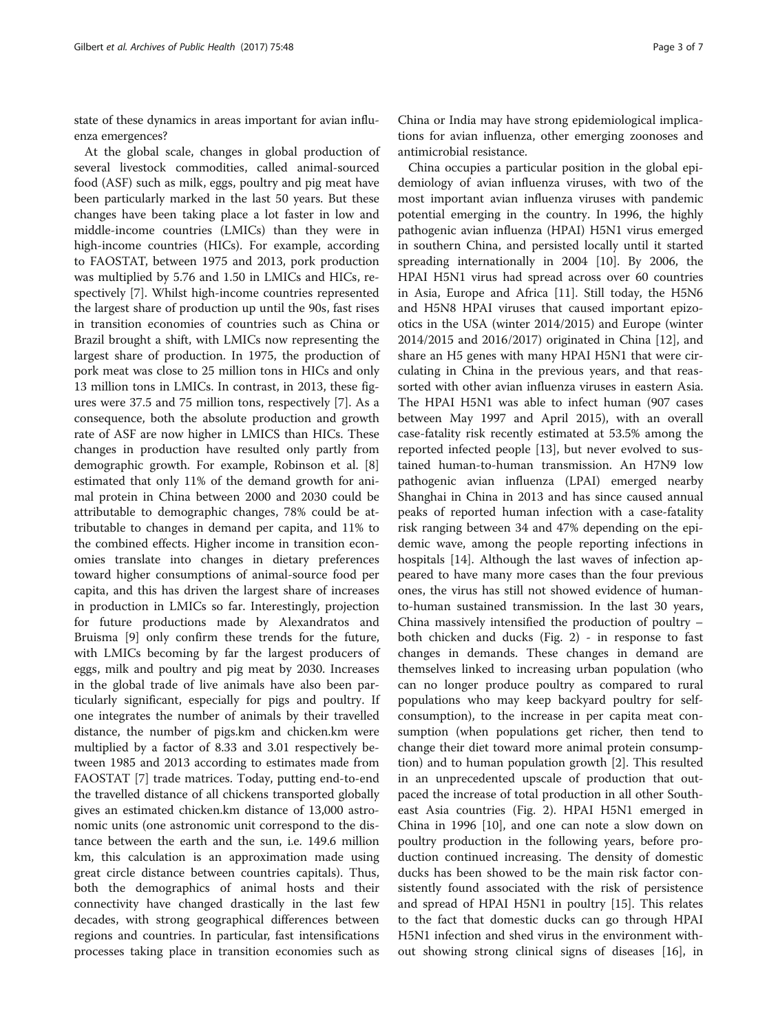state of these dynamics in areas important for avian influenza emergences?

At the global scale, changes in global production of several livestock commodities, called animal-sourced food (ASF) such as milk, eggs, poultry and pig meat have been particularly marked in the last 50 years. But these changes have been taking place a lot faster in low and middle-income countries (LMICs) than they were in high-income countries (HICs). For example, according to FAOSTAT, between 1975 and 2013, pork production was multiplied by 5.76 and 1.50 in LMICs and HICs, respectively [7]. Whilst high-income countries represented the largest share of production up until the 90s, fast rises in transition economies of countries such as China or Brazil brought a shift, with LMICs now representing the largest share of production. In 1975, the production of pork meat was close to 25 million tons in HICs and only 13 million tons in LMICs. In contrast, in 2013, these figures were 37.5 and 75 million tons, respectively [7]. As a consequence, both the absolute production and growth rate of ASF are now higher in LMICS than HICs. These changes in production have resulted only partly from demographic growth. For example, Robinson et al. [8] estimated that only 11% of the demand growth for animal protein in China between 2000 and 2030 could be attributable to demographic changes, 78% could be attributable to changes in demand per capita, and 11% to the combined effects. Higher income in transition economies translate into changes in dietary preferences toward higher consumptions of animal-source food per capita, and this has driven the largest share of increases in production in LMICs so far. Interestingly, projection for future productions made by Alexandratos and Bruisma [9] only confirm these trends for the future, with LMICs becoming by far the largest producers of eggs, milk and poultry and pig meat by 2030. Increases in the global trade of live animals have also been particularly significant, especially for pigs and poultry. If one integrates the number of animals by their travelled distance, the number of pigs.km and chicken.km were multiplied by a factor of 8.33 and 3.01 respectively between 1985 and 2013 according to estimates made from FAOSTAT [7] trade matrices. Today, putting end-to-end the travelled distance of all chickens transported globally gives an estimated chicken.km distance of 13,000 astronomic units (one astronomic unit correspond to the distance between the earth and the sun, i.e. 149.6 million km, this calculation is an approximation made using great circle distance between countries capitals). Thus, both the demographics of animal hosts and their connectivity have changed drastically in the last few decades, with strong geographical differences between regions and countries. In particular, fast intensifications processes taking place in transition economies such as China or India may have strong epidemiological implications for avian influenza, other emerging zoonoses and antimicrobial resistance.

China occupies a particular position in the global epidemiology of avian influenza viruses, with two of the most important avian influenza viruses with pandemic potential emerging in the country. In 1996, the highly pathogenic avian influenza (HPAI) H5N1 virus emerged in southern China, and persisted locally until it started spreading internationally in 2004 [10]. By 2006, the HPAI H5N1 virus had spread across over 60 countries in Asia, Europe and Africa [11]. Still today, the H5N6 and H5N8 HPAI viruses that caused important epizootics in the USA (winter 2014/2015) and Europe (winter 2014/2015 and 2016/2017) originated in China [12], and share an H5 genes with many HPAI H5N1 that were circulating in China in the previous years, and that reassorted with other avian influenza viruses in eastern Asia. The HPAI H5N1 was able to infect human (907 cases between May 1997 and April 2015), with an overall case-fatality risk recently estimated at 53.5% among the reported infected people [13], but never evolved to sustained human-to-human transmission. An H7N9 low pathogenic avian influenza (LPAI) emerged nearby Shanghai in China in 2013 and has since caused annual peaks of reported human infection with a case-fatality risk ranging between 34 and 47% depending on the epidemic wave, among the people reporting infections in hospitals [14]. Although the last waves of infection appeared to have many more cases than the four previous ones, the virus has still not showed evidence of human-to-human sustained transmission. In the last 30 years, China massively intensified the production of poultry – both chicken and ducks (Fig. 2) - in response to fast changes in demands. These changes in demand are themselves linked to increasing urban population (who can no longer produce poultry as compared to rural populations who may keep backyard poultry for self-consumption), to the increase in per capita meat consumption (when populations get richer, then tend to change their diet toward more animal protein consumption) and to human population growth [2]. This resulted in an unprecedented upscale of production that outpaced the increase of total production in all other Southeast Asia countries (Fig. 2). HPAI H5N1 emerged in China in 1996 [10], and one can note a slow down on poultry production in the following years, before production continued increasing. The density of domestic ducks has been showed to be the main risk factor consistently found associated with the risk of persistence and spread of HPAI H5N1 in poultry [15]. This relates to the fact that domestic ducks can go through HPAI H5N1 infection and shed virus in the environment without showing strong clinical signs of diseases [16], in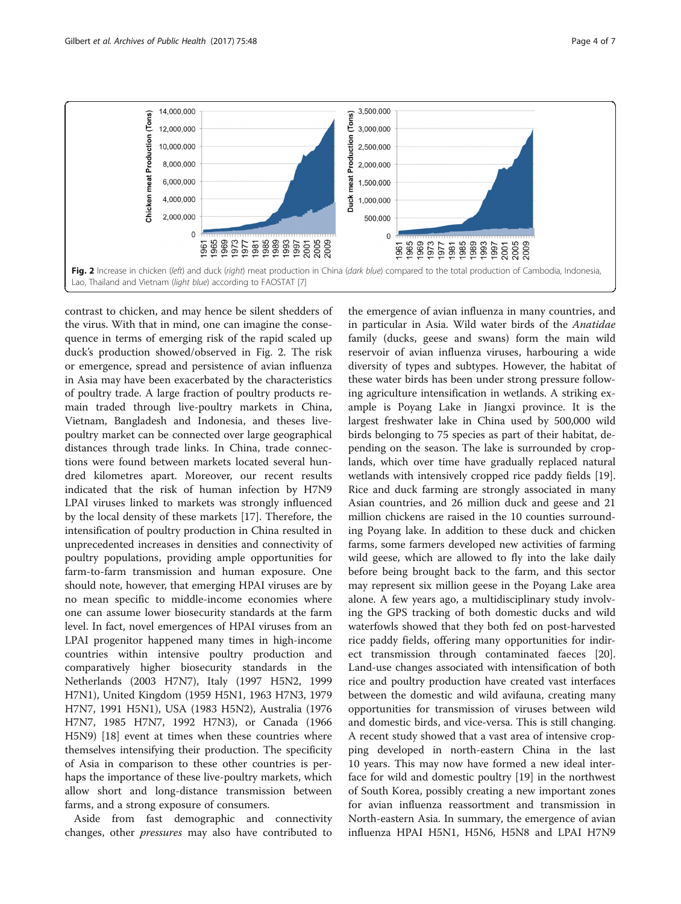Fig. 2 Increase in chicken (*left*) and duck (*right*) meat production in China (*dark blue*) compared to the total production of Cambodia, Indonesia, Lao, Thailand and Vietnam (*light blue*) according to FAOSTAT [7]

contrast to chicken, and may hence be silent shedders of the virus. With that in mind, one can imagine the consequence in terms of emerging risk of the rapid scaled up duck's production showed/observed in Fig. 2. The risk or emergence, spread and persistence of avian influenza in Asia may have been exacerbated by the characteristics of poultry trade. A large fraction of poultry products remain traded through live-poultry markets in China, Vietnam, Bangladesh and Indonesia, and theses live-poultry market can be connected over large geographical distances through trade links. In China, trade connections were found between markets located several hundred kilometres apart. Moreover, our recent results indicated that the risk of human infection by H7N9 LPAI viruses linked to markets was strongly influenced by the local density of these markets [17]. Therefore, the intensification of poultry production in China resulted in unprecedented increases in densities and connectivity of poultry populations, providing ample opportunities for farm-to-farm transmission and human exposure. One should note, however, that emerging HPAI viruses are by no mean specific to middle-income economies where one can assume lower biosecurity standards at the farm level. In fact, novel emergences of HPAI viruses from an LPAI progenitor happened many times in high-income countries within intensive poultry production and comparatively higher biosecurity standards in the Netherlands (2003 H7N7), Italy (1997 H5N2, 1999 H7N1), United Kingdom (1959 H5N1, 1963 H7N3, 1979 H7N7, 1991 H5N1), USA (1983 H5N2), Australia (1976 H7N7, 1985 H7N7, 1992 H7N3), or Canada (1966 H5N9) [18] event at times when these countries where themselves intensifying their production. The specificity of Asia in comparison to these other countries is perhaps the importance of these live-poultry markets, which allow short and long-distance transmission between farms, and a strong exposure of consumers.

Aside from fast demographic and connectivity changes, other *pressures* may also have contributed to the emergence of avian influenza in many countries, and in particular in Asia. Wild water birds of the *Anatidae* family (ducks, geese and swans) form the main wild reservoir of avian influenza viruses, harbouring a wide diversity of types and subtypes. However, the habitat of these water birds has been under strong pressure following agriculture intensification in wetlands. A striking example is Poyang Lake in Jiangxi province. It is the largest freshwater lake in China used by 500,000 wild birds belonging to 75 species as part of their habitat, depending on the season. The lake is surrounded by croplands, which over time have gradually replaced natural wetlands with intensively cropped rice paddy fields [19]. Rice and duck farming are strongly associated in many Asian countries, and 26 million duck and geese and 21 million chickens are raised in the 10 counties surrounding Poyang lake. In addition to these duck and chicken farms, some farmers developed new activities of farming wild geese, which are allowed to fly into the lake daily before being brought back to the farm, and this sector may represent six million geese in the Poyang Lake area alone. A few years ago, a multidisciplinary study involving the GPS tracking of both domestic ducks and wild waterfowls showed that they both fed on post-harvested rice paddy fields, offering many opportunities for indirect transmission through contaminated faeces [20]. Land-use changes associated with intensification of both rice and poultry production have created vast interfaces between the domestic and wild avifauna, creating many opportunities for transmission of viruses between wild and domestic birds, and vice-versa. This is still changing. A recent study showed that a vast area of intensive cropping developed in north-eastern China in the last 10 years. This may now have formed a new ideal interface for wild and domestic poultry [19] in the northwest of South Korea, possibly creating a new important zones for avian influenza reassortment and transmission in North-eastern Asia. In summary, the emergence of avian influenza HPAI H5N1, H5N6, H5N8 and LPAI H7N9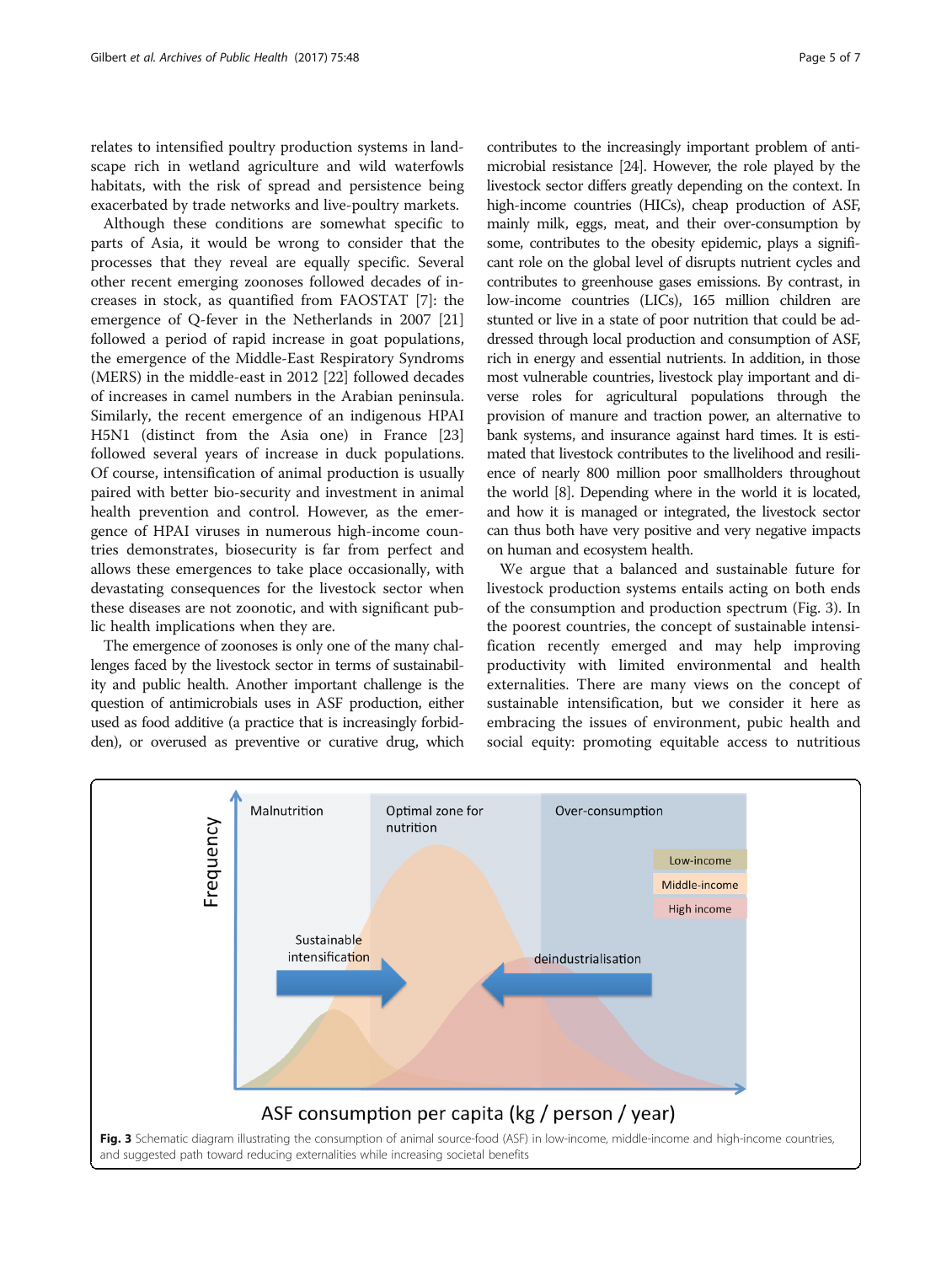relates to intensified poultry production systems in landscape rich in wetland agriculture and wild waterfowls habitats, with the risk of spread and persistence being exacerbated by trade networks and live-poultry markets.

Although these conditions are somewhat specific to parts of Asia, it would be wrong to consider that the processes that they reveal are equally specific. Several other recent emerging zoonoses followed decades of increases in stock, as quantified from FAOSTAT [7]: the emergence of Q-fever in the Netherlands in 2007 [21] followed a period of rapid increase in goat populations, the emergence of the Middle-East Respiratory Syndroms (MERS) in the middle-east in 2012 [22] followed decades of increases in camel numbers in the Arabian peninsula. Similarly, the recent emergence of an indigenous HPAI H5N1 (distinct from the Asia one) in France [23] followed several years of increase in duck populations. Of course, intensification of animal production is usually paired with better bio-security and investment in animal health prevention and control. However, as the emergence of HPAI viruses in numerous high-income countries demonstrates, biosecurity is far from perfect and allows these emergences to take place occasionally, with devastating consequences for the livestock sector when these diseases are not zoonotic, and with significant public health implications when they are.

The emergence of zoonoses is only one of the many challenges faced by the livestock sector in terms of sustainability and public health. Another important challenge is the question of antimicrobials uses in ASF production, either used as food additive (a practice that is increasingly forbidden), or overused as preventive or curative drug, which contributes to the increasingly important problem of antimicrobial resistance [24]. However, the role played by the livestock sector differs greatly depending on the context. In high-income countries (HICs), cheap production of ASF, mainly milk, eggs, meat, and their over-consumption by some, contributes to the obesity epidemic, plays a significant role on the global level of disrupts nutrient cycles and contributes to greenhouse gases emissions. By contrast, in low-income countries (LICs), 165 million children are stunted or live in a state of poor nutrition that could be addressed through local production and consumption of ASF, rich in energy and essential nutrients. In addition, in those most vulnerable countries, livestock play important and diverse roles for agricultural populations through the provision of manure and traction power, an alternative to bank systems, and insurance against hard times. It is estimated that livestock contributes to the livelihood and resilience of nearly 800 million poor smallholders throughout the world [8]. Depending where in the world it is located, and how it is managed or integrated, the livestock sector can thus both have very positive and very negative impacts on human and ecosystem health.

We argue that a balanced and sustainable future for livestock production systems entails acting on both ends of the consumption and production spectrum (Fig. 3). In the poorest countries, the concept of sustainable intensification recently emerged and may help improving productivity with limited environmental and health externalities. There are many views on the concept of sustainable intensification, but we consider it here as embracing the issues of environment, pubic health and social equity: promoting equitable access to nutritious

**Fig. 3** Schematic diagram illustrating the consumption of animal source-food (ASF) in low-income, middle-income and high-income countries, and suggested path toward reducing externalities while increasing societal benefits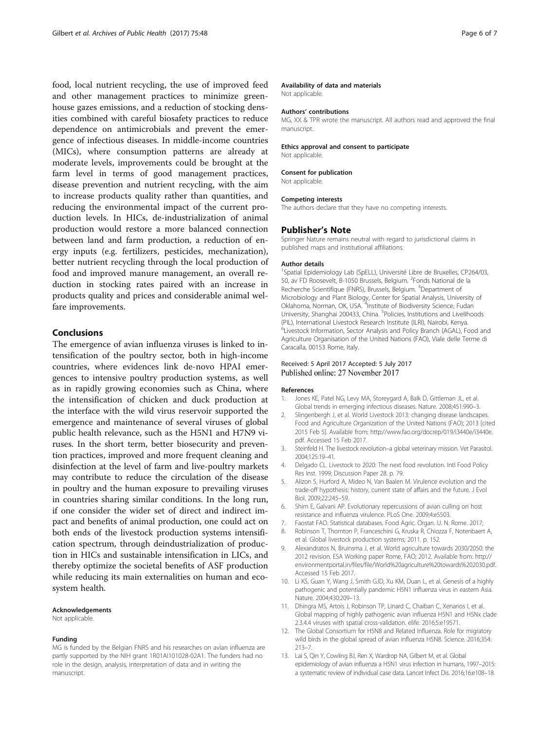food, local nutrient recycling, the use of improved feed and other management practices to minimize greenhouse gazes emissions, and a reduction of stocking densities combined with careful biosafety practices to reduce dependence on antimicrobials and prevent the emergence of infectious diseases. In middle-income countries (MICs), where consumption patterns are already at moderate levels, improvements could be brought at the farm level in terms of good management practices, disease prevention and nutrient recycling, with the aim to increase products quality rather than quantities, and reducing the environmental impact of the current production levels. In HICs, de-industrialization of animal production would restore a more balanced connection between land and farm production, a reduction of energy inputs (e.g. fertilizers, pesticides, mechanization), better nutrient recycling through the local production of food and improved manure management, an overall reduction in stocking rates paired with an increase in products quality and prices and considerable animal welfare improvements.

## Conclusions

The emergence of avian influenza viruses is linked to intensification of the poultry sector, both in high-income countries, where evidences link de-novo HPAI emergences to intensive poultry production systems, as well as in rapidly growing economies such as China, where the intensification of chicken and duck production at the interface with the wild virus reservoir supported the emergence and maintenance of several viruses of global public health relevance, such as the H5N1 and H7N9 viruses. In the short term, better biosecurity and prevention practices, improved and more frequent cleaning and disinfection at the level of farm and live-poultry markets may contribute to reduce the circulation of the disease in poultry and the human exposure to prevailing viruses in countries sharing similar conditions. In the long run, if one consider the wider set of direct and indirect impact and benefits of animal production, one could act on both ends of the livestock production systems intensification spectrum, through deindustrialization of production in HICs and sustainable intensification in LICs, and thereby optimize the societal benefits of ASF production while reducing its main externalities on human and ecosystem health.

#### Acknowledgements
Not applicable.

#### Funding
MG is funded by the Belgian FNRS and his researches on avian influenza are partly supported by the NIH grant 1R01AI101028-02A1. The funders had no role in the design, analysis, interpretation of data and in writing the manuscript.

#### Availability of data and materials
Not applicable.

#### Authors' contributions
MG, XX & TPR wrote the manuscript. All authors read and approved the final manuscript.

#### Ethics approval and consent to participate
Not applicable.

#### Consent for publication
Not applicable.

#### Competing interests
The authors declare that they have no competing interests.

### Publisher's Note
Springer Nature remains neutral with regard to jurisdictional claims in published maps and institutional affiliations.

#### Author details
[1]Spatial Epidemiology Lab (SpELL), Université Libre de Bruxelles, CP264/03, 50, av FD Roosevelt, B-1050 Brussels, Belgium. [2]Fonds National de la Recherche Scientifique (FNRS), Brussels, Belgium. [3]Department of Microbiology and Plant Biology, Center for Spatial Analysis, University of Oklahoma, Norman, OK, USA. [4]Institute of Biodiversity Science, Fudan University, Shanghai 200433, China. [5]Policies, Institutions and Livelihoods (PIL), International Livestock Research Institute (ILRI), Nairobi, Kenya. [6]Livestock Information, Sector Analysis and Policy Branch (AGAL), Food and Agriculture Organisation of the United Nations (FAO), Viale delle Terme di Caracalla, 00153 Rome, Italy.

Received: 5 April 2017 Accepted: 5 July 2017
Published online: 27 November 2017

#### References
1. Jones KE, Patel NG, Levy MA, Storeygard A, Balk D, Gittleman JL, et al. Global trends in emerging infectious diseases. Nature. 2008;451:990–3.
2. Slingenbergh J, et al. World Livestock 2013: changing disease landscapes. Food and Agriculture Organization of the United Nations (FAO); 2013 [cited 2015 Feb 5]. Available from: http://www.fao.org/docrep/019/i3440e/i3440e.pdf. Accessed 15 Feb 2017.
3. Steinfeld H. The livestock revolution–a global veterinary mission. Vet Parasitol. 2004;125:19–41.
4. Delgado CL. Livestock to 2020: The next food revolution. Intl Food Policy Res Inst. 1999; Discussion Paper 28. p. 79.
5. Alizon S, Hurford A, Mideo N, Van Baalen M. Virulence evolution and the trade-off hypothesis: history, current state of affairs and the future. J Evol Biol. 2009;22:245–59.
6. Shim E, Galvani AP. Evolutionary repercussions of avian culling on host resistance and influenza virulence. PLoS One. 2009;4:e5503.
7. Faostat FAO. Statistical databases. Food Agric. Organ. U. N. Rome. 2017;
8. Robinson T, Thornton P, Franceschini G, Kruska R, Chiozza F, Notenbaert A, et al. Global livestock production systems; 2011. p. 152.
9. Alexandratos N, Bruinsma J, et al. World agriculture towards 2030/2050: the 2012 revision. ESA Working paper Rome, FAO; 2012. Available from: http://environmentportal.in/files/file/World%20agriculture%20towards%202030.pdf. Accessed 15 Feb 2017.
10. Li KS, Guan Y, Wang J, Smith GJD, Xu KM, Duan L, et al. Genesis of a highly pathogenic and potentially pandemic H5N1 influenza virus in eastern Asia. Nature. 2004;430:209–13.
11. Dhingra MS, Artois J, Robinson TP, Linard C, Chaiban C, Xenarios I, et al. Global mapping of highly pathogenic avian influenza H5N1 and H5Nx clade 2.3.4.4 viruses with spatial cross-validation. elife. 2016;5:e19571.
12. The Global Consortium for H5N8 and Related Influenza. Role for migratory wild birds in the global spread of avian influenza H5N8. Science. 2016;354:213–7.
13. Lai S, Qin Y, Cowling BJ, Ren X, Wardrop NA, Gilbert M, et al. Global epidemiology of avian influenza a H5N1 virus infection in humans, 1997–2015: a systematic review of individual case data. Lancet Infect Dis. 2016;16:e108–18.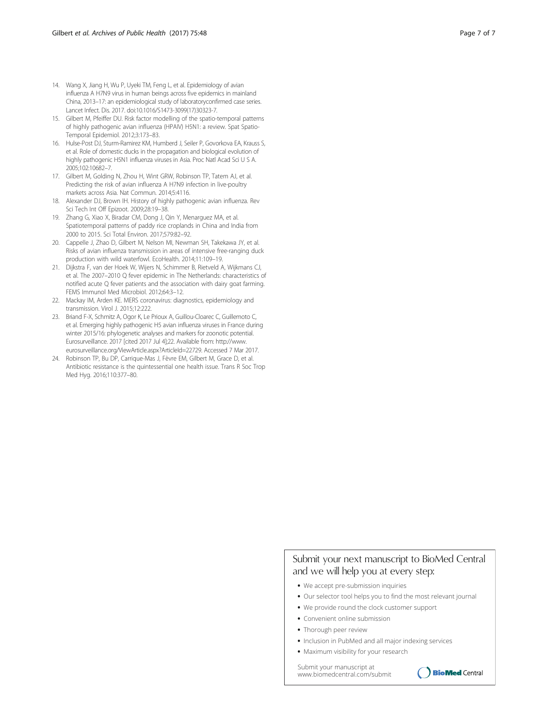14. Wang X, Jiang H, Wu P, Uyeki TM, Feng L, et al. Epidemiology of avian influenza A H7N9 virus in human beings across five epidemics in mainland China, 2013–17: an epidemiological study of laboratoryconfirmed case series. Lancet Infect. Dis. 2017. doi:10.1016/S1473-3099(17)30323-7.
15. Gilbert M, Pfeiffer DU. Risk factor modelling of the spatio-temporal patterns of highly pathogenic avian influenza (HPAIV) H5N1: a review. Spat Spatio-Temporal Epidemiol. 2012;3:173–83.
16. Hulse-Post DJ, Sturm-Ramirez KM, Humberd J, Seiler P, Govorkova EA, Krauss S, et al. Role of domestic ducks in the propagation and biological evolution of highly pathogenic H5N1 influenza viruses in Asia. Proc Natl Acad Sci U S A. 2005;102:10682–7.
17. Gilbert M, Golding N, Zhou H, Wint GRW, Robinson TP, Tatem AJ, et al. Predicting the risk of avian influenza A H7N9 infection in live-poultry markets across Asia. Nat Commun. 2014;5:4116.
18. Alexander DJ, Brown IH. History of highly pathogenic avian influenza. Rev Sci Tech Int Off Epizoot. 2009;28:19–38.
19. Zhang G, Xiao X, Biradar CM, Dong J, Qin Y, Menarguez MA, et al. Spatiotemporal patterns of paddy rice croplands in China and India from 2000 to 2015. Sci Total Environ. 2017;579:82–92.
20. Cappelle J, Zhao D, Gilbert M, Nelson MI, Newman SH, Takekawa JY, et al. Risks of avian influenza transmission in areas of intensive free-ranging duck production with wild waterfowl. EcoHealth. 2014;11:109–19.
21. Dijkstra F, van der Hoek W, Wijers N, Schimmer B, Rietveld A, Wijkmans CJ, et al. The 2007–2010 Q fever epidemic in The Netherlands: characteristics of notified acute Q fever patients and the association with dairy goat farming. FEMS Immunol Med Microbiol. 2012;64:3–12.
22. Mackay IM, Arden KE. MERS coronavirus: diagnostics, epidemiology and transmission. Virol J. 2015;12:222.
23. Briand F-X, Schmitz A, Ogor K, Le Prioux A, Guillou-Cloarec C, Guillemoto C, et al. Emerging highly pathogenic H5 avian influenza viruses in France during winter 2015/16: phylogenetic analyses and markers for zoonotic potential. Eurosurveillance. 2017 [cited 2017 Jul 4];22. Available from: http://www.eurosurveillance.org/ViewArticle.aspx?ArticleId=22729. Accessed 7 Mar 2017.
24. Robinson TP, Bu DP, Carrique-Mas J, Fèvre EM, Gilbert M, Grace D, et al. Antibiotic resistance is the quintessential one health issue. Trans R Soc Trop Med Hyg. 2016;110:377–80.

Submit your next manuscript to BioMed Central and we will help you at every step:

- We accept pre-submission inquiries
- Our selector tool helps you to find the most relevant journal
- We provide round the clock customer support
- Convenient online submission
- Thorough peer review
- Inclusion in PubMed and all major indexing services
- Maximum visibility for your research

Submit your manuscript at www.biomedcentral.com/submit

BioMed Central